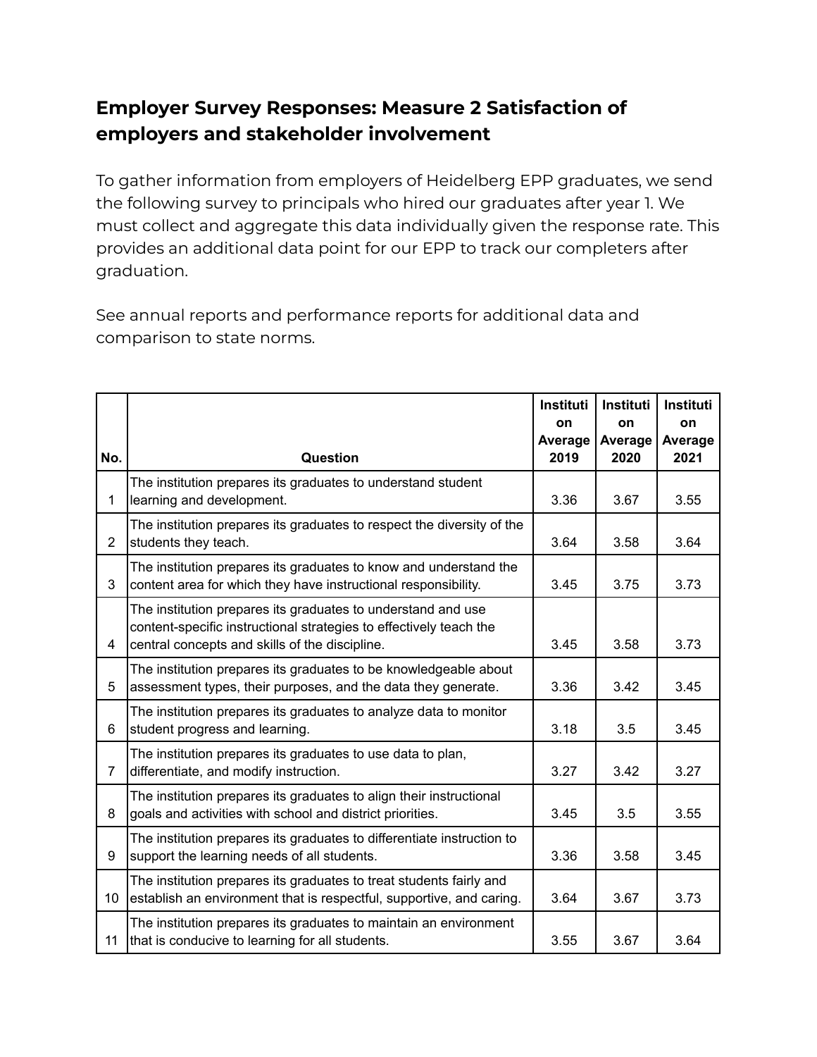# Employer Survey Responses: Measure 2 Satisfaction of employers and stakeholder involvement

To gather information from employers of Heidelberg EPP graduates, we send the following survey to principals who hired our graduates after year 1. We must collect and aggregate this data individually given the response rate. This provides an additional data point for our EPP to track our completers after graduation.

See annual reports and performance reports for additional data and comparison to state norms.

| No. | Question | Institution Average 2019 | Institution Average 2020 | Institution Average 2021 |
|---|---|---|---|---|
| 1 | The institution prepares its graduates to understand student learning and development. | 3.36 | 3.67 | 3.55 |
| 2 | The institution prepares its graduates to respect the diversity of the students they teach. | 3.64 | 3.58 | 3.64 |
| 3 | The institution prepares its graduates to know and understand the content area for which they have instructional responsibility. | 3.45 | 3.75 | 3.73 |
| 4 | The institution prepares its graduates to understand and use content-specific instructional strategies to effectively teach the central concepts and skills of the discipline. | 3.45 | 3.58 | 3.73 |
| 5 | The institution prepares its graduates to be knowledgeable about assessment types, their purposes, and the data they generate. | 3.36 | 3.42 | 3.45 |
| 6 | The institution prepares its graduates to analyze data to monitor student progress and learning. | 3.18 | 3.5 | 3.45 |
| 7 | The institution prepares its graduates to use data to plan, differentiate, and modify instruction. | 3.27 | 3.42 | 3.27 |
| 8 | The institution prepares its graduates to align their instructional goals and activities with school and district priorities. | 3.45 | 3.5 | 3.55 |
| 9 | The institution prepares its graduates to differentiate instruction to support the learning needs of all students. | 3.36 | 3.58 | 3.45 |
| 10 | The institution prepares its graduates to treat students fairly and establish an environment that is respectful, supportive, and caring. | 3.64 | 3.67 | 3.73 |
| 11 | The institution prepares its graduates to maintain an environment that is conducive to learning for all students. | 3.55 | 3.67 | 3.64 |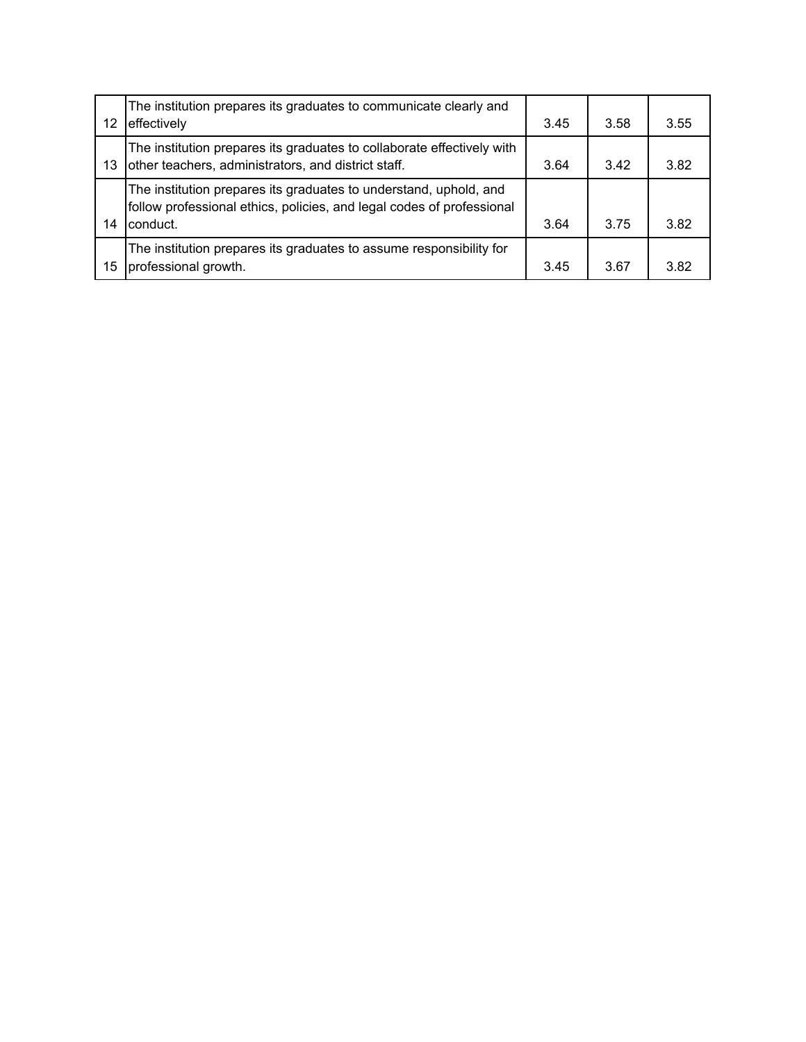| | | | | |
|---|---|---|---|---|
| 12 | The institution prepares its graduates to communicate clearly and effectively | 3.45 | 3.58 | 3.55 |
| 13 | The institution prepares its graduates to collaborate effectively with other teachers, administrators, and district staff. | 3.64 | 3.42 | 3.82 |
| 14 | The institution prepares its graduates to understand, uphold, and follow professional ethics, policies, and legal codes of professional conduct. | 3.64 | 3.75 | 3.82 |
| 15 | The institution prepares its graduates to assume responsibility for professional growth. | 3.45 | 3.67 | 3.82 |